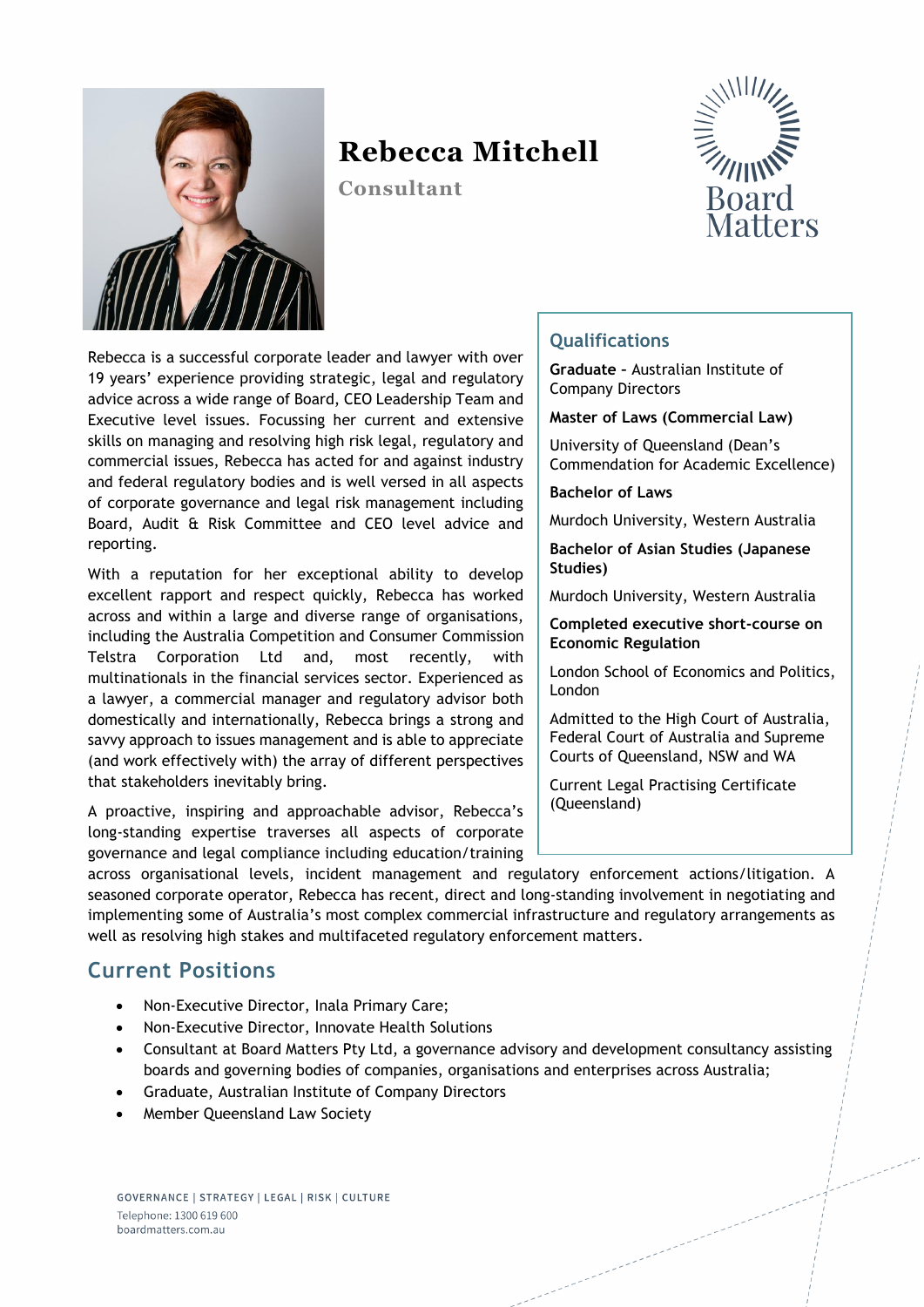# Rebecca Mitchell

**Consultant**

Rebecca is a successful corporate leader and lawyer with over 19 years' experience providing strategic, legal and regulatory advice across a wide range of Board, CEO Leadership Team and Executive level issues. Focussing her current and extensive skills on managing and resolving high risk legal, regulatory and commercial issues, Rebecca has acted for and against industry and federal regulatory bodies and is well versed in all aspects of corporate governance and legal risk management including Board, Audit & Risk Committee and CEO level advice and reporting.

With a reputation for her exceptional ability to develop excellent rapport and respect quickly, Rebecca has worked across and within a large and diverse range of organisations, including the Australia Competition and Consumer Commission Telstra Corporation Ltd and, most recently, with multinationals in the financial services sector. Experienced as a lawyer, a commercial manager and regulatory advisor both domestically and internationally, Rebecca brings a strong and savvy approach to issues management and is able to appreciate (and work effectively with) the array of different perspectives that stakeholders inevitably bring.

A proactive, inspiring and approachable advisor, Rebecca's long-standing expertise traverses all aspects of corporate governance and legal compliance including education/training across organisational levels, incident management and regulatory enforcement actions/litigation. A seasoned corporate operator, Rebecca has recent, direct and long-standing involvement in negotiating and implementing some of Australia's most complex commercial infrastructure and regulatory arrangements as well as resolving high stakes and multifaceted regulatory enforcement matters.

## Qualifications

**Graduate** – Australian Institute of Company Directors

**Master of Laws (Commercial Law)**

University of Queensland (Dean's Commendation for Academic Excellence)

**Bachelor of Laws**

Murdoch University, Western Australia

**Bachelor of Asian Studies (Japanese Studies)**

Murdoch University, Western Australia

**Completed executive short-course on Economic Regulation**

London School of Economics and Politics, London

Admitted to the High Court of Australia, Federal Court of Australia and Supreme Courts of Queensland, NSW and WA

Current Legal Practising Certificate (Queensland)

## Current Positions

- Non-Executive Director, Inala Primary Care;
- Non-Executive Director, Innovate Health Solutions
- Consultant at Board Matters Pty Ltd, a governance advisory and development consultancy assisting boards and governing bodies of companies, organisations and enterprises across Australia;
- Graduate, Australian Institute of Company Directors
- Member Queensland Law Society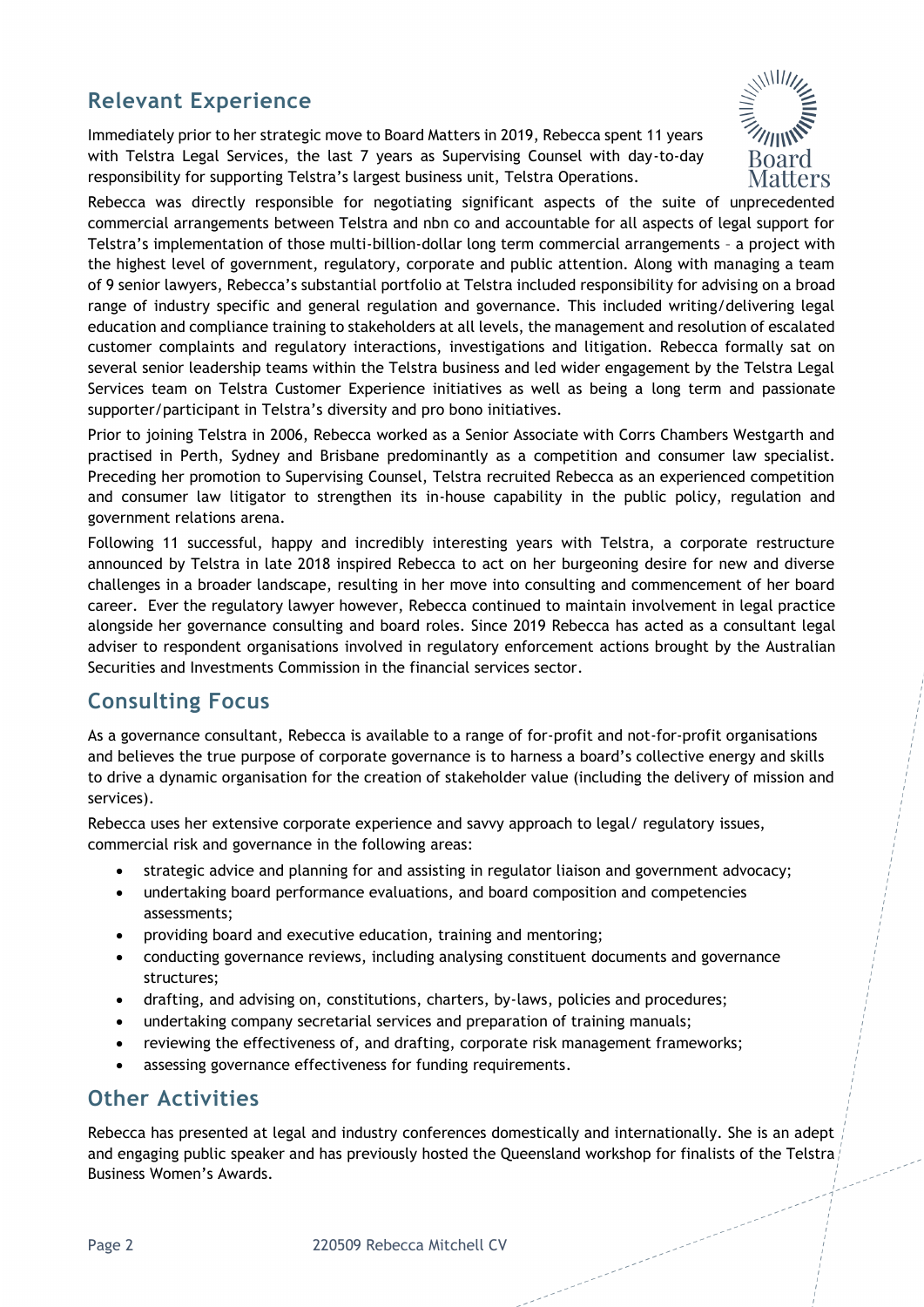## Relevant Experience

Immediately prior to her strategic move to Board Matters in 2019, Rebecca spent 11 years with Telstra Legal Services, the last 7 years as Supervising Counsel with day-to-day responsibility for supporting Telstra's largest business unit, Telstra Operations.

Rebecca was directly responsible for negotiating significant aspects of the suite of unprecedented commercial arrangements between Telstra and nbn co and accountable for all aspects of legal support for Telstra's implementation of those multi-billion-dollar long term commercial arrangements – a project with the highest level of government, regulatory, corporate and public attention. Along with managing a team of 9 senior lawyers, Rebecca's substantial portfolio at Telstra included responsibility for advising on a broad range of industry specific and general regulation and governance. This included writing/delivering legal education and compliance training to stakeholders at all levels, the management and resolution of escalated customer complaints and regulatory interactions, investigations and litigation. Rebecca formally sat on several senior leadership teams within the Telstra business and led wider engagement by the Telstra Legal Services team on Telstra Customer Experience initiatives as well as being a long term and passionate supporter/participant in Telstra's diversity and pro bono initiatives.

Prior to joining Telstra in 2006, Rebecca worked as a Senior Associate with Corrs Chambers Westgarth and practised in Perth, Sydney and Brisbane predominantly as a competition and consumer law specialist. Preceding her promotion to Supervising Counsel, Telstra recruited Rebecca as an experienced competition and consumer law litigator to strengthen its in-house capability in the public policy, regulation and government relations arena.

Following 11 successful, happy and incredibly interesting years with Telstra, a corporate restructure announced by Telstra in late 2018 inspired Rebecca to act on her burgeoning desire for new and diverse challenges in a broader landscape, resulting in her move into consulting and commencement of her board career. Ever the regulatory lawyer however, Rebecca continued to maintain involvement in legal practice alongside her governance consulting and board roles. Since 2019 Rebecca has acted as a consultant legal adviser to respondent organisations involved in regulatory enforcement actions brought by the Australian Securities and Investments Commission in the financial services sector.

## Consulting Focus

As a governance consultant, Rebecca is available to a range of for-profit and not-for-profit organisations and believes the true purpose of corporate governance is to harness a board's collective energy and skills to drive a dynamic organisation for the creation of stakeholder value (including the delivery of mission and services).

Rebecca uses her extensive corporate experience and savvy approach to legal/ regulatory issues, commercial risk and governance in the following areas:

- strategic advice and planning for and assisting in regulator liaison and government advocacy;
- undertaking board performance evaluations, and board composition and competencies assessments;
- providing board and executive education, training and mentoring;
- conducting governance reviews, including analysing constituent documents and governance structures;
- drafting, and advising on, constitutions, charters, by-laws, policies and procedures;
- undertaking company secretarial services and preparation of training manuals;
- reviewing the effectiveness of, and drafting, corporate risk management frameworks;
- assessing governance effectiveness for funding requirements.

## Other Activities

Rebecca has presented at legal and industry conferences domestically and internationally. She is an adept and engaging public speaker and has previously hosted the Queensland workshop for finalists of the Telstra Business Women's Awards.